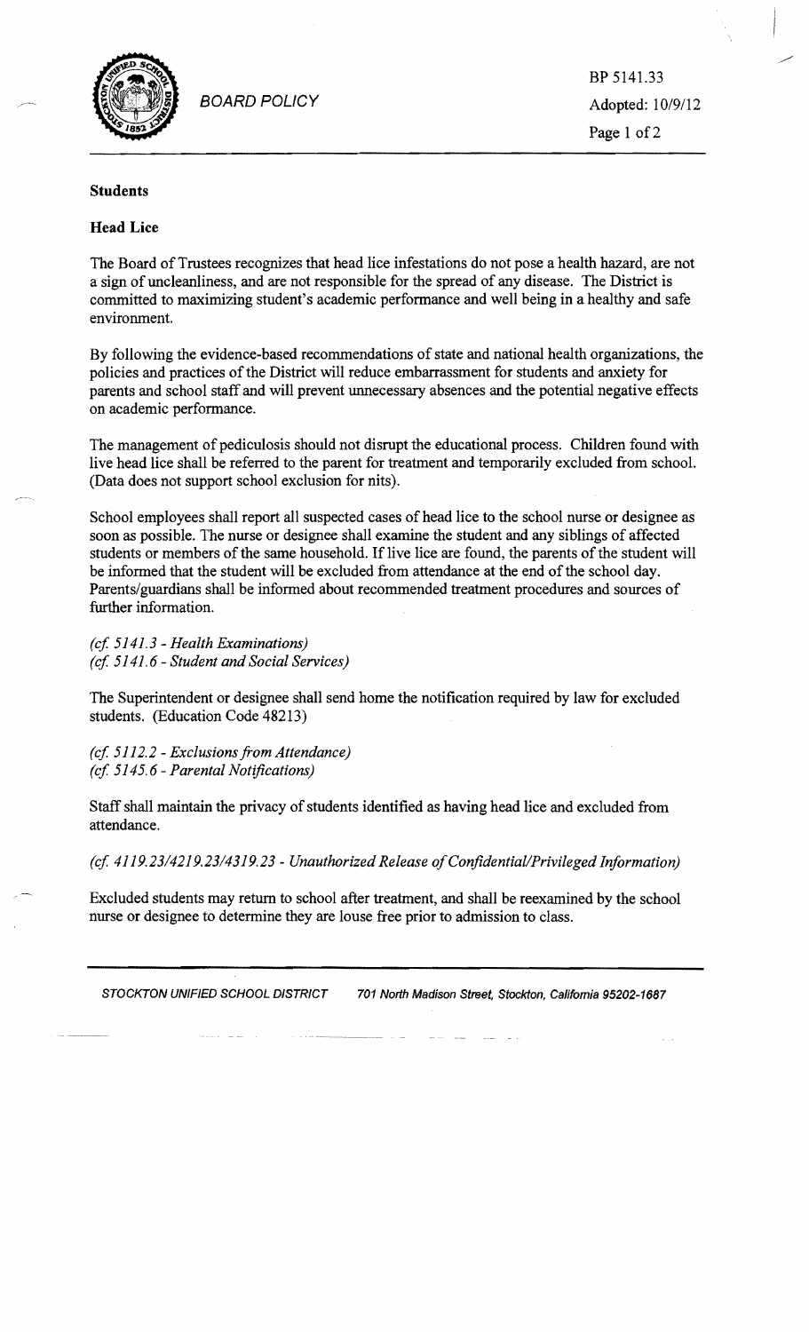BOARD POLICY

BP 5141.33
Adopted: 10/9/12

## Students

### Head Lice

The Board of Trustees recognizes that head lice infestations do not pose a health hazard, are not a sign of uncleanliness, and are not responsible for the spread of any disease. The District is committed to maximizing student's academic performance and well being in a healthy and safe environment.

By following the evidence-based recommendations of state and national health organizations, the policies and practices of the District will reduce embarrassment for students and anxiety for parents and school staff and will prevent unnecessary absences and the potential negative effects on academic performance.

The management of pediculosis should not disrupt the educational process. Children found with live head lice shall be referred to the parent for treatment and temporarily excluded from school. (Data does not support school exclusion for nits).

School employees shall report all suspected cases of head lice to the school nurse or designee as soon as possible. The nurse or designee shall examine the student and any siblings of affected students or members of the same household. If live lice are found, the parents of the student will be informed that the student will be excluded from attendance at the end of the school day. Parents/guardians shall be informed about recommended treatment procedures and sources of further information.

*(cf. 5141.3 - Health Examinations)*
*(cf. 5141.6 - Student and Social Services)*

The Superintendent or designee shall send home the notification required by law for excluded students. (Education Code 48213)

*(cf. 5112.2 - Exclusions from Attendance)*
*(cf. 5145.6 - Parental Notifications)*

Staff shall maintain the privacy of students identified as having head lice and excluded from attendance.

*(cf. 4119.23/4219.23/4319.23 - Unauthorized Release of Confidential/Privileged Information)*

Excluded students may return to school after treatment, and shall be reexamined by the school nurse or designee to determine they are louse free prior to admission to class.

STOCKTON UNIFIED SCHOOL DISTRICT 701 North Madison Street, Stockton, California 95202-1687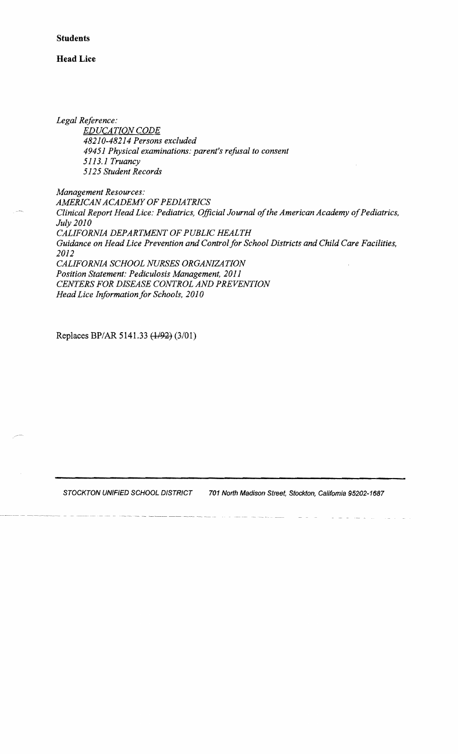**Students**

**Head Lice**

*Legal Reference:*

*EDUCATION CODE*

*48210-48214 Persons excluded*

*49451 Physical examinations: parent's refusal to consent*

*5113.1 Truancy*

*5125 Student Records*

*Management Resources:*

*AMERICAN ACADEMY OF PEDIATRICS*

*Clinical Report Head Lice: Pediatrics, Official Journal of the American Academy of Pediatrics, July 2010*

*CALIFORNIA DEPARTMENT OF PUBLIC HEALTH*

*Guidance on Head Lice Prevention and Control for School Districts and Child Care Facilities, 2012*

*CALIFORNIA SCHOOL NURSES ORGANIZATION*

*Position Statement: Pediculosis Management, 2011*

*CENTERS FOR DISEASE CONTROL AND PREVENTION*

*Head Lice Information for Schools, 2010*

Replaces BP/AR 5141.33 ~~(1/92)~~ (3/01)